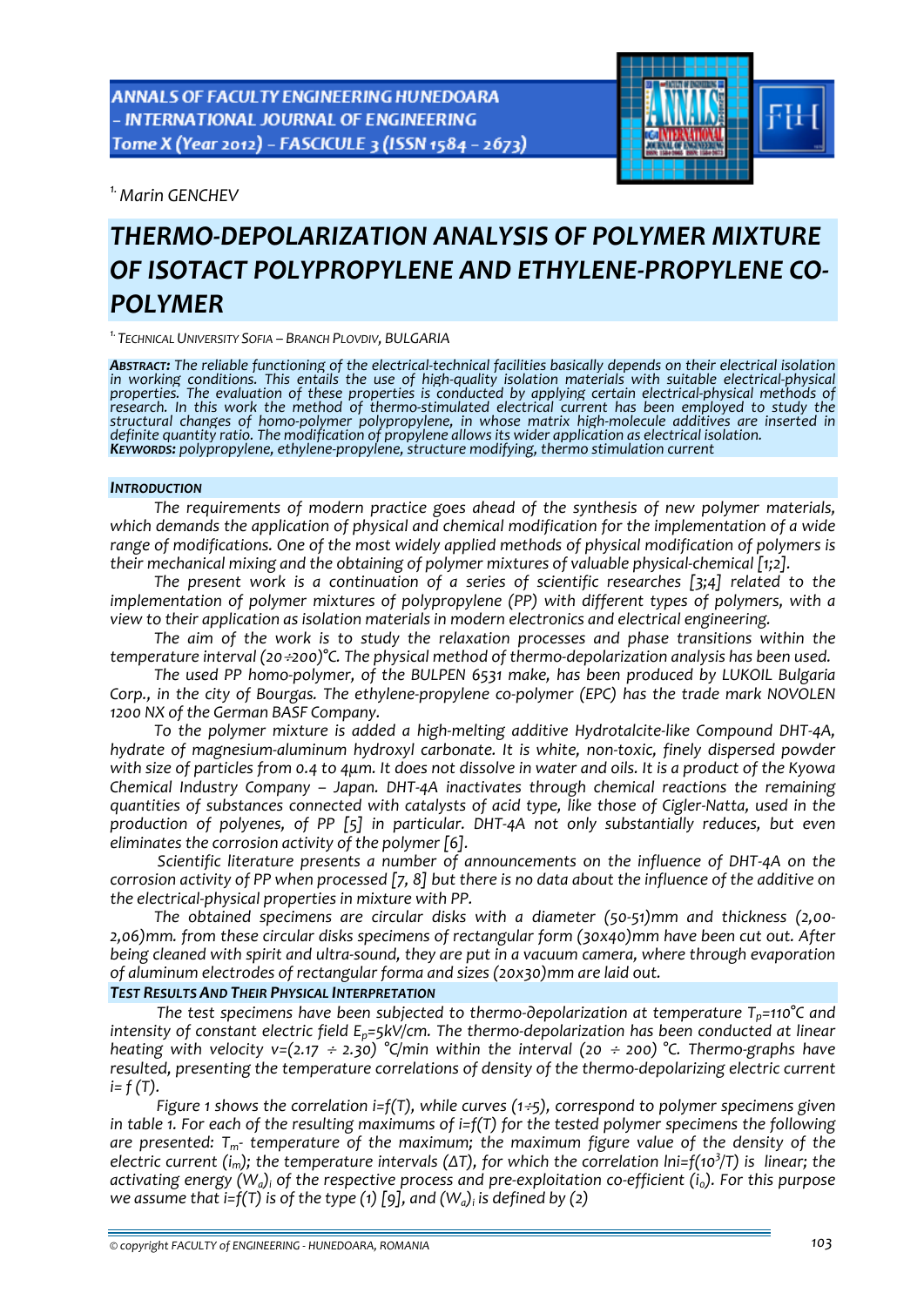[1.] Marin GENCHEV

# THERMO-DEPOLARIZATION ANALYSIS OF POLYMER MIXTURE OF ISOTACT POLYPROPYLENE AND ETHYLENE-PROPYLENE CO-POLYMER

[1.] TECHNICAL UNIVERSITY SOFIA – BRANCH PLOVDIV, BULGARIA

***ABSTRACT:*** *The reliable functioning of the electrical-technical facilities basically depends on their electrical isolation in working conditions. This entails the use of high-quality isolation materials with suitable electrical-physical properties. The evaluation of these properties is conducted by applying certain electrical-physical methods of research. In this work the method of thermo-stimulated electrical current has been employed to study the structural changes of homo-polymer polypropylene, in whose matrix high-molecule additives are inserted in definite quantity ratio. The modification of propylene allows its wider application as electrical isolation.*
***KEYWORDS:*** *polypropylene, ethylene-propylene, structure modifying, thermo stimulation current*

## INTRODUCTION

*The requirements of modern practice goes ahead of the synthesis of new polymer materials, which demands the application of physical and chemical modification for the implementation of a wide range of modifications. One of the most widely applied methods of physical modification of polymers is their mechanical mixing and the obtaining of polymer mixtures of valuable physical-chemical [1;2].*

*The present work is a continuation of a series of scientific researches [3;4] related to the implementation of polymer mixtures of polypropylene (PP) with different types of polymers, with a view to their application as isolation materials in modern electronics and electrical engineering.*

*The aim of the work is to study the relaxation processes and phase transitions within the temperature interval (20÷200)°C. The physical method of thermo-depolarization analysis has been used.*

*The used PP homo-polymer, of the BULPEN 6531 make, has been produced by LUKOIL Bulgaria Corp., in the city of Bourgas. The ethylene-propylene co-polymer (EPC) has the trade mark NOVOLEN 1200 NX of the German BASF Company.*

*To the polymer mixture is added a high-melting additive Hydrotalcite-like Compound DHT-4A, hydrate of magnesium-aluminum hydroxyl carbonate. It is white, non-toxic, finely dispersed powder with size of particles from 0.4 to 4μm. It does not dissolve in water and oils. It is a product of the Kyowa Chemical Industry Company – Japan. DHT-4A inactivates through chemical reactions the remaining quantities of substances connected with catalysts of acid type, like those of Cigler-Natta, used in the production of polyenes, of PP [5] in particular. DHT-4A not only substantially reduces, but even eliminates the corrosion activity of the polymer [6].*

*Scientific literature presents a number of announcements on the influence of DHT-4A on the corrosion activity of PP when processed [7, 8] but there is no data about the influence of the additive on the electrical-physical properties in mixture with PP.*

*The obtained specimens are circular disks with a diameter (50-51)mm and thickness (2,00-2,06)mm. from these circular disks specimens of rectangular form (30x40)mm have been cut out. After being cleaned with spirit and ultra-sound, they are put in a vacuum camera, where through evaporation of aluminum electrodes of rectangular forma and sizes (20x30)mm are laid out.*

## TEST RESULTS AND THEIR PHYSICAL INTERPRETATION

*The test specimens have been subjected to thermo-depolarization at temperature $T_p$=110°C and intensity of constant electric field $E_p$=5kV/cm. The thermo-depolarization has been conducted at linear heating with velocity v=(2.17 ÷ 2.30) °C/min within the interval (20 ÷ 200) °C. Thermo-graphs have resulted, presenting the temperature correlations of density of the thermo-depolarizing electric current i= f (T).*

*Figure 1 shows the correlation i=f(T), while curves (1÷5), correspond to polymer specimens given in table 1. For each of the resulting maximums of i=f(T) for the tested polymer specimens the following are presented: $T_m$- temperature of the maximum; the maximum figure value of the density of the electric current ($i_m$); the temperature intervals (ΔT), for which the correlation $\ln i=f(10^3/T)$ is linear; the activating energy $(W_a)_i$ of the respective process and pre-exploitation co-efficient ($i_o$). For this purpose we assume that i=f(T) is of the type (1) [9], and $(W_a)_i$ is defined by (2)*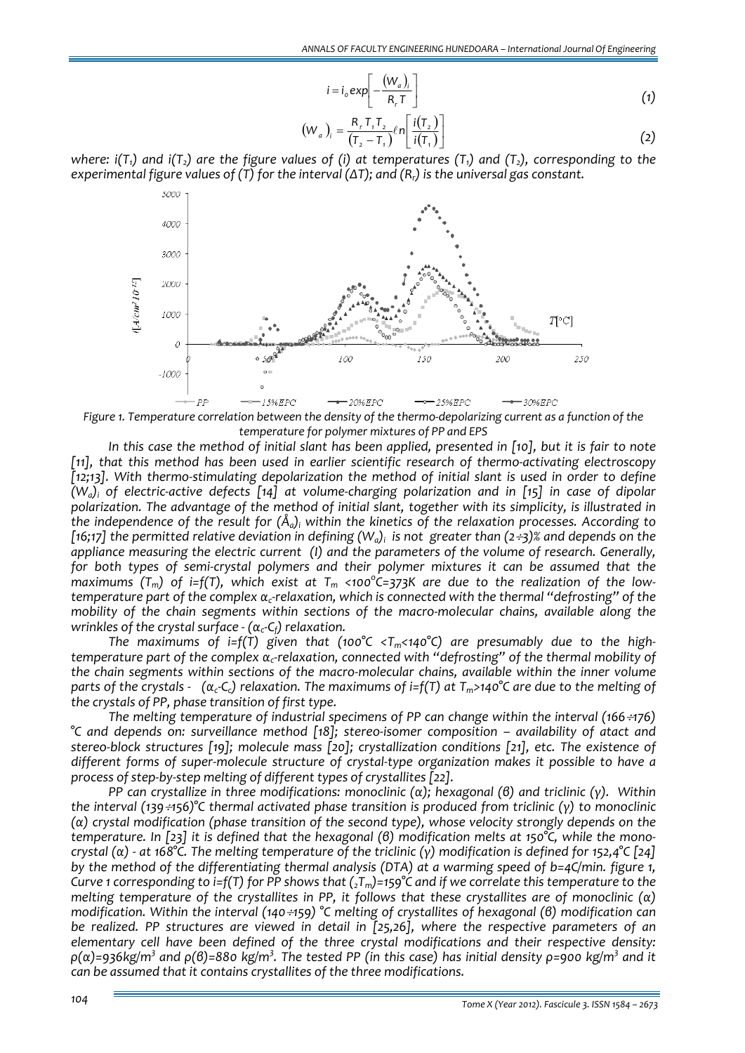$$i = i_o \exp\left[-\frac{(W_a)_i}{R_r T}\right] \quad (1)$$

$$(W_a)_i = \frac{R_r T_1 T_2}{(T_2 - T_1)} \ell n\left[\frac{i(T_2)}{i(T_1)}\right] \quad (2)$$

*where: $i(T_1)$ and $i(T_2)$ are the figure values of (i) at temperatures ($T_1$) and ($T_2$), corresponding to the experimental figure values of (T) for the interval (ΔT); and ($R_r$) is the universal gas constant.*

*Figure 1. Temperature correlation between the density of the thermo-depolarizing current as a function of the temperature for polymer mixtures of PP and EPS*

*In this case the method of initial slant has been applied, presented in [10], but it is fair to note [11], that this method has been used in earlier scientific research of thermo-activating electroscopy [12;13]. With thermo-stimulating depolarization the method of initial slant is used in order to define $(W_a)_i$ of electric-active defects [14] at volume-charging polarization and in [15] in case of dipolar polarization. The advantage of the method of initial slant, together with its simplicity, is illustrated in the independence of the result for $(Å_a)_i$ within the kinetics of the relaxation processes. According to [16;17] the permitted relative deviation in defining $(W_a)_i$ is not greater than (2÷3)% and depends on the appliance measuring the electric current (I) and the parameters of the volume of research. Generally, for both types of semi-crystal polymers and their polymer mixtures it can be assumed that the maximums ($T_m$) of $i=f(T)$, which exist at $T_m$ <100°C=373K are due to the realization of the low-temperature part of the complex $\alpha_c$-relaxation, which is connected with the thermal "defrosting" of the mobility of the chain segments within sections of the macro-molecular chains, available along the wrinkles of the crystal surface - ($\alpha_c$-$C_f$) relaxation.*

*The maximums of $i=f(T)$ given that (100°C <$T_m$<140°C) are presumably due to the high-temperature part of the complex $\alpha_c$-relaxation, connected with "defrosting" of the thermal mobility of the chain segments within sections of the macro-molecular chains, available within the inner volume parts of the crystals - ($\alpha_c$-$C_c$) relaxation. The maximums of $i=f(T)$ at $T_m$>140°C are due to the melting of the crystals of PP, phase transition of first type.*

*The melting temperature of industrial specimens of PP can change within the interval (166÷176) °C and depends on: surveillance method [18]; stereo-isomer composition – availability of atact and stereo-block structures [19]; molecule mass [20]; crystallization conditions [21], etc. The existence of different forms of super-molecule structure of crystal-type organization makes it possible to have a process of step-by-step melting of different types of crystallites [22].*

*PP can crystallize in three modifications: monoclinic (α); hexagonal (β) and triclinic (γ). Within the interval (139÷156)°C thermal activated phase transition is produced from triclinic (γ) to monoclinic (α) crystal modification (phase transition of the second type), whose velocity strongly depends on the temperature. In [23] it is defined that the hexagonal (β) modification melts at 150°C, while the mono-crystal (α) - at 168°C. The melting temperature of the triclinic (γ) modification is defined for 152,4°C [24] by the method of the differentiating thermal analysis (DTA) at a warming speed of b=4C/min. figure 1, Curve 1 corresponding to $i=f(T)$ for PP shows that $({}_2T_m)$=159°C and if we correlate this temperature to the melting temperature of the crystallites in PP, it follows that these crystallites are of monoclinic (α) modification. Within the interval (140÷159) °C melting of crystallites of hexagonal (β) modification can be realized. PP structures are viewed in detail in [25,26], where the respective parameters of an elementary cell have been defined of the three crystal modifications and their respective density: $\rho(\alpha)$=936kg/m$^3$ and $\rho(\beta)$=880 kg/m$^3$. The tested PP (in this case) has initial density $\rho$=900 kg/m$^3$ and it can be assumed that it contains crystallites of the three modifications.*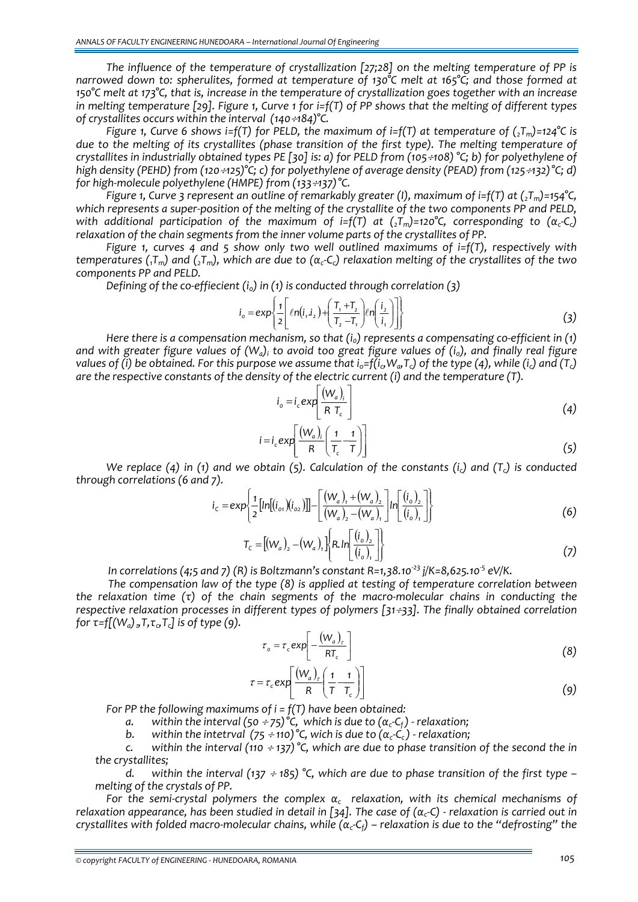*The influence of the temperature of crystallization [27;28] on the melting temperature of PP is narrowed down to: spherulites, formed at temperature of 130°C melt at 165°C; and those formed at 150°C melt at 173°C, that is, increase in the temperature of crystallization goes together with an increase in melting temperature [29]. Figure 1, Curve 1 for i=f(T) of PP shows that the melting of different types of crystallites occurs within the interval (140÷184)°C.*

*Figure 1, Curve 6 shows i=f(T) for PELD, the maximum of i=f(T) at temperature of ($_2T_m$)=124°C is due to the melting of its crystallites (phase transition of the first type). The melting temperature of crystallites in industrially obtained types PE [30] is: a) for PELD from (105÷108) °C; b) for polyethylene of high density (PEHD) from (120÷125)°C; c) for polyethylene of average density (PEAD) from (125÷132) °C; d) for high-molecule polyethylene (HMPE) from (133÷137)°C.*

*Figure 1, Curve 3 represent an outline of remarkably greater (I), maximum of i=f(T) at ($_2T_m$)=154°C, which represents a super-position of the melting of the crystallite of the two components PP and PELD, with additional participation of the maximum of i=f(T) at ($_2T_m$)=120°C, corresponding to ($\alpha_c$-$C_c$) relaxation of the chain segments from the inner volume parts of the crystallites of PP.*

*Figure 1, curves 4 and 5 show only two well outlined maximums of i=f(T), respectively with temperatures ($_1T_m$) and ($_2T_m$), which are due to ($\alpha_c$-$C_c$) relaxation melting of the crystallites of the two components PP and PELD.*

*Defining of the co-effiecient ($i_o$) in (1) is conducted through correlation (3)*

$$i_o = exp\left\{\frac{1}{2}\left[\ell n(i_1.i_2) + \left(\frac{T_1+T_2}{T_2-T_1}\right)\ell n\left(\frac{i_2}{i_1}\right)\right]\right\} \tag{3}$$

*Here there is a compensation mechanism, so that ($i_o$) represents a compensating co-efficient in (1) and with greater figure values of $(W_a)_i$ to avoid too great figure values of ($i_o$), and finally real figure values of (i) be obtained. For this purpose we assume that $i_o=f(i_c,W_a,T_c)$ of the type (4), while ($i_c$) and ($T_c$) are the respective constants of the density of the electric current (i) and the temperature (T).*

$$i_o = i_c exp\left[\frac{(W_a)_i}{R\ T_c}\right] \tag{4}$$

$$i = i_c exp\left[\frac{(W_a)_i}{R}\left(\frac{1}{T_c}-\frac{1}{T}\right)\right] \tag{5}$$

*We replace (4) in (1) and we obtain (5). Calculation of the constants ($i_c$) and ($T_c$) is conducted through correlations (6 and 7).*

$$i_C = exp\left\{\frac{1}{2}\left[ln\left[(i_{01})(i_{02})\right]\right] - \left[\frac{(W_a)_1+(W_a)_2}{(W_a)_2-(W_a)_1}\right]ln\left[\frac{(i_0)_2}{(i_0)_1}\right]\right\} \tag{6}$$

$$T_C = \left[(W_a)_2-(W_a)_1\right]\left\{R.ln\left[\frac{(i_0)_2}{(i_0)_1}\right]\right\} \tag{7}$$

*In correlations (4;5 and 7) (R) is Boltzmann's constant R=1,38.10$^{-23}$ j/K=8,625.10$^{-5}$ eV/K.*

*The compensation law of the type (8) is applied at testing of temperature correlation between the relaxation time (τ) of the chain segments of the macro-molecular chains in conducting the respective relaxation processes in different types of polymers [31÷33]. The finally obtained correlation for $\tau=f[(W_a)_\tau,T,\tau_c,T_c]$ is of type (9).*

$$\tau_o = \tau_c exp\left[-\frac{(W_a)_\tau}{RT_c}\right] \tag{8}$$

$$\tau = \tau_c exp\left[\frac{(W_a)_\tau}{R}\left(\frac{1}{T}-\frac{1}{T_c}\right)\right] \tag{9}$$

*For PP the following maximums of i = f(T) have been obtained:*

a. *within the interval (50 ÷75)°C, which is due to ($\alpha_c$-$C_f$) - relaxation;*
b. *within the intetrval (75 ÷110)°C, wich is due to ($\alpha_c$-$C_c$) - relaxation;*
c. *within the interval (110 ÷137) °C, which are due to phase transition of the second the in the crystallites;*
d. *within the interval (137 ÷ 185) °C, which are due to phase transition of the first type – melting of the crystals of PP.*

*For the semi-crystal polymers the complex $\alpha_c$ relaxation, with its chemical mechanisms of relaxation appearance, has been studied in detail in [34]. The case of ($\alpha_c$-C) - relaxation is carried out in crystallites with folded macro-molecular chains, while ($\alpha_c$-$C_f$) – relaxation is due to the "defrosting" the*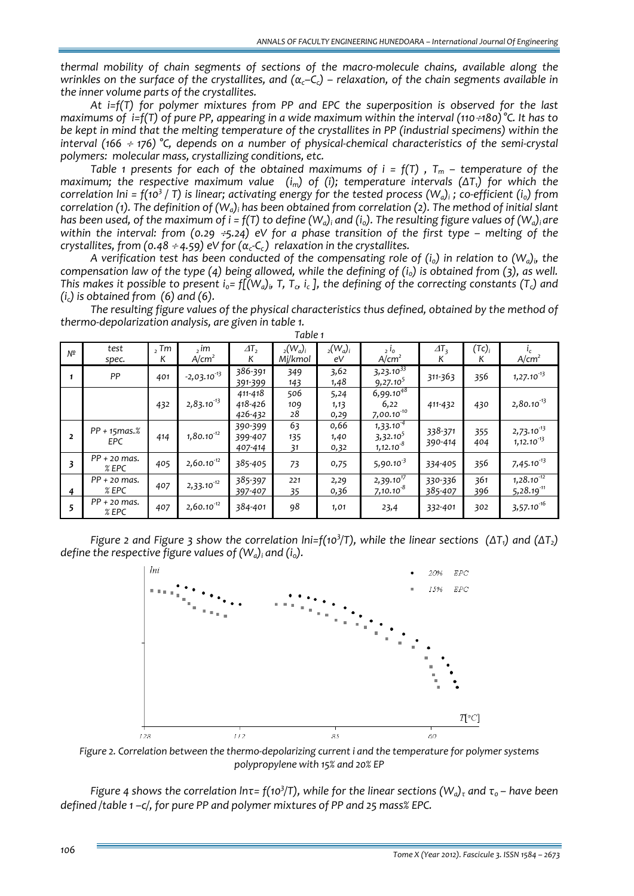*thermal mobility of chain segments of sections of the macro-molecule chains, available along the wrinkles on the surface of the crystallites, and ($\alpha_c$–$C_c$) – relaxation, of the chain segments available in the inner volume parts of the crystallites.*

*At i=f(T) for polymer mixtures from PP and EPC the superposition is observed for the last maximums of i=f(T) of pure PP, appearing in a wide maximum within the interval (110÷180) °C. It has to be kept in mind that the melting temperature of the crystallites in PP (industrial specimens) within the interval (166 ÷ 176) °C, depends on a number of physical-chemical characteristics of the semi-crystal polymers: molecular mass, crystallizing conditions, etc.*

*Table 1 presents for each of the obtained maximums of i = f(T), $T_m$ – temperature of the maximum; the respective maximum value ($i_m$) of (i); temperature intervals ($\Delta T_1$) for which the correlation $\ln i = f(10^3/T)$ is linear; activating energy for the tested process $(W_a)_i$; co-efficient ($i_0$) from correlation (1). The definition of $(W_a)_i$ has been obtained from correlation (2). The method of initial slant has been used, of the maximum of i = f(T) to define $(W_a)_i$ and ($i_0$). The resulting figure values of $(W_a)_i$ are within the interval: from (0.29 ÷5.24) eV for a phase transition of the first type – melting of the crystallites, from (0.48 ÷ 4.59) eV for ($\alpha_c$-$C_c$) relaxation in the crystallites.*

*A verification test has been conducted of the compensating role of ($i_0$) in relation to $(W_a)_i$, the compensation law of the type (4) being allowed, while the defining of ($i_0$) is obtained from (3), as well. This makes it possible to present $i_0= f[(W_a)_i, T, T_c, i_c]$, the defining of the correcting constants ($T_c$) and ($i_c$) is obtained from (6) and (6).*

*The resulting figure values of the physical characteristics thus defined, obtained by the method of thermo-depolarization analysis, are given in table 1.*

*Table 1*

| № | test spec. | $_2T_m$ K | $_2i_m$ A/cm² | $\Delta T_2$ K | $_2(W_a)_i$ Mj/kmol | $_2(W_a)_i$ eV | $_2i_0$ A/cm² | $\Delta T_3$ K | $(T_c)_i$ K | $i_c$ A/cm² |
|---|---|---|---|---|---|---|---|---|---|---|
| 1 | PP | 401 | $-2{,}03.10^{-13}$ | 386-391<br>391-399 | 349<br>143 | 3,62<br>1,48 | $3{,}23.10^{33}$<br>$9{,}27.10^{5}$ | 311-363 | 356 | $1{,}27.10^{-13}$ |
| | | 432 | $2{,}83.10^{-13}$ | 411-418<br>418-426<br>426-432 | 506<br>109<br>28 | 5,24<br>1,13<br>0,29 | $6{,}99.10^{48}$<br>6,22<br>$7{,}00.10^{-10}$ | 411-432 | 430 | $2{,}80.10^{-13}$ |
| 2 | PP + 15mas.% EPC | 414 | $1{,}80.10^{-12}$ | 390-399<br>399-407<br>407-414 | 63<br>135<br>31 | 0,66<br>1,40<br>0,32 | $1{,}33.10^{-4}$<br>$3{,}32.10^{5}$<br>$1{,}12.10^{-8}$ | 338-371<br>390-414 | 355<br>404 | $2{,}73.10^{-13}$<br>$1{,}12.10^{-13}$ |
| 3 | PP + 20 mas. % EPC | 405 | $2{,}60.10^{-12}$ | 385-405 | 73 | 0,75 | $5{,}90.10^{-3}$ | 334-405 | 356 | $7{,}45.10^{-13}$ |
| 4 | PP + 20 mas. % EPC | 407 | $2{,}33.10^{-12}$ | 385-397<br>397-407 | 221<br>35 | 2,29<br>0,36 | $2{,}39.10^{17}$<br>$7{,}10.10^{-8}$ | 330-336<br>385-407 | 361<br>396 | $1{,}28.10^{-12}$<br>$5{,}28.10^{-11}$ |
| 5 | PP + 20 mas. % EPC | 407 | $2{,}60.10^{-12}$ | 384-401 | 98 | 1,01 | 23,4 | 332-401 | 302 | $3{,}57.10^{-16}$ |

*Figure 2 and Figure 3 show the correlation $\ln i=f(10^3/T)$, while the linear sections ($\Delta T_1$) and ($\Delta T_2$) define the respective figure values of $(W_a)_i$ and ($i_0$).*

*Figure 2. Correlation between the thermo-depolarizing current i and the temperature for polymer systems polypropylene with 15% and 20% EP*

*Figure 4 shows the correlation $\ln\tau= f(10^3/T)$, while for the linear sections $(W_a)_\tau$ and $\tau_0$ – have been defined /table 1 –c/, for pure PP and polymer mixtures of PP and 25 mass% EPC.*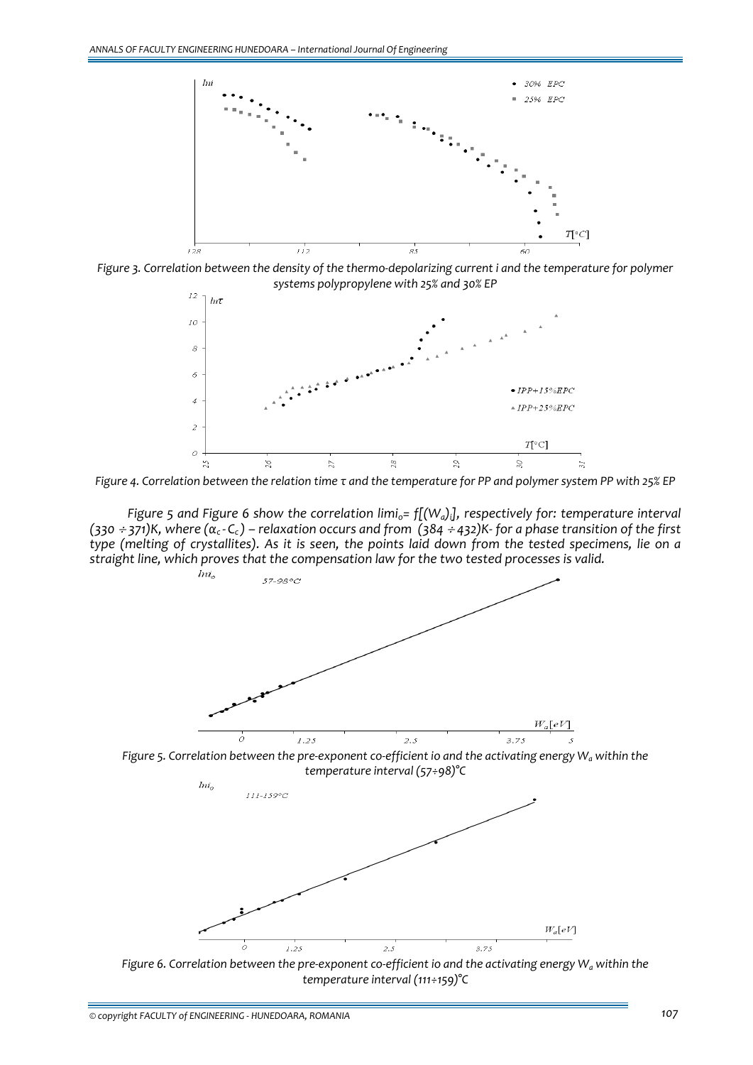Figure 3. Correlation between the density of the thermo-depolarizing current i and the temperature for polymer systems polypropylene with 25% and 30% EP

Figure 4. Correlation between the relation time $\tau$ and the temperature for PP and polymer system PP with 25% EP

*Figure 5 and Figure 6 show the correlation $\ln i_o = f[(W_a)_i]$, respectively for: temperature interval $(330 \div 371)$K, where $(\alpha_c - C_c)$ – relaxation occurs and from $(384 \div 432)$K- for a phase transition of the first type (melting of crystallites). As it is seen, the points laid down from the tested specimens, lie on a straight line, which proves that the compensation law for the two tested processes is valid.*

Figure 5. Correlation between the pre-exponent co-efficient io and the activating energy $W_a$ within the temperature interval (57÷98)°C

Figure 6. Correlation between the pre-exponent co-efficient io and the activating energy $W_a$ within the temperature interval (111÷159)°C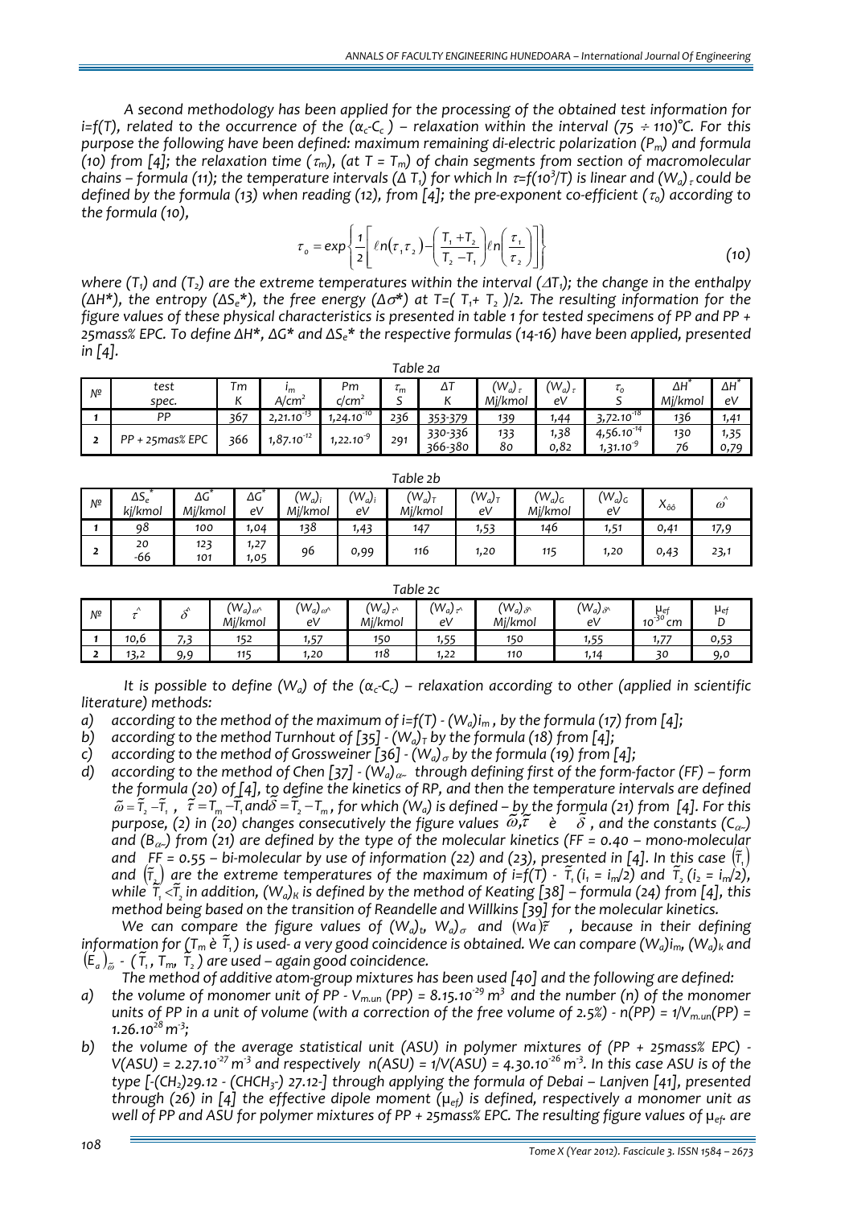*A second methodology has been applied for the processing of the obtained test information for $i=f(T)$, related to the occurrence of the $(\alpha_c\text{-}C_c)$ – relaxation within the interval $(75 \div 110)$°C. For this purpose the following have been defined: maximum remaining di-electric polarization ($P_m$) and formula (10) from [4]; the relaxation time ($\tau_m$), (at $T = T_m$) of chain segments from section of macromolecular chains – formula (11); the temperature intervals ($\Delta T_1$) for which $\ln \tau=f(10^3/T)$ is linear and $(W_a)_\tau$ could be defined by the formula (13) when reading (12), from [4]; the pre-exponent co-efficient ($\tau_0$) according to the formula (10),*

$$\tau_o = \exp\left\{\frac{1}{2}\left[\ell n(\tau_1 \tau_2) - \left(\frac{T_1 + T_2}{T_2 - T_1}\right)\ell n\left(\frac{\tau_1}{\tau_2}\right)\right]\right\} \tag{10}$$

*where ($T_1$) and ($T_2$) are the extreme temperatures within the interval ($\Delta T_1$); the change in the enthalpy ($\Delta H^*$), the entropy ($\Delta S_e^*$), the free energy ($\Delta \sigma^*$) at $T=(T_1+T_2)/2$. The resulting information for the figure values of these physical characteristics is presented in table 1 for tested specimens of PP and PP + 25mass% EPC. To define $\Delta H^*$, $\Delta G^*$ and $\Delta S_e^*$ the respective formulas (14-16) have been applied, presented in [4].*

*Table 2a*

| № | test spec. | Tm K | $i_m$ A/cm² | Pm c/cm² | $\tau_m$ S | ΔT K | $(W_a)_\tau$ Mj/kmol | $(W_a)_\tau$ eV | $\tau_o$ S | ΔH* Mj/kmol | ΔH* eV |
|---|---|---|---|---|---|---|---|---|---|---|---|
| 1 | PP | 367 | $2{,}21.10^{-13}$ | $1{,}24.10^{-10}$ | 236 | 353-379 | 139 | 1,44 | $3{,}72.10^{-18}$ | 136 | 1,41 |
| 2 | PP + 25mas% EPC | 366 | $1{,}87.10^{-12}$ | $1{,}22.10^{-9}$ | 291 | 330-336<br>366-380 | 133<br>80 | 1,38<br>0,82 | $4{,}56.10^{-14}$<br>$1{,}31.10^{-9}$ | 130<br>76 | 1,35<br>0,79 |

*Table 2b*

| № | $\Delta S_e^*$ kj/kmol | ΔG* Mj/kmol | ΔG* eV | $(W_a)_i$ Mj/kmol | $(W_a)_i$ eV | $(W_a)_T$ Mj/kmol | $(W_a)_T$ eV | $(W_a)_G$ Mj/kmol | $(W_a)_G$ eV | $X_{\hat{o}\hat{o}}$ | $\hat{\omega}$ |
|---|---|---|---|---|---|---|---|---|---|---|---|
| 1 | 98 | 100 | 1,04 | 138 | 1,43 | 147 | 1,53 | 146 | 1,51 | 0,41 | 17,9 |
| 2 | 20<br>-66 | 123<br>101 | 1,27<br>1,05 | 96 | 0,99 | 116 | 1,20 | 115 | 1,20 | 0,43 | 23,1 |

*Table 2c*

| № | $\hat{\tau}$ | $\hat{\delta}$ | $(W_a)_{\hat{\omega}}$ Mj/kmol | $(W_a)_{\hat{\omega}}$ eV | $(W_a)_{\hat{\tau}}$ Mj/kmol | $(W_a)_{\hat{\tau}}$ eV | $(W_a)_{\hat{\delta}}$ Mj/kmol | $(W_a)_{\hat{\delta}}$ eV | $\mu_{ef}$ $10^{-30}$ cm | $\mu_{ef}$ D |
|---|---|---|---|---|---|---|---|---|---|---|
| 1 | 10,6 | 7,3 | 152 | 1,57 | 150 | 1,55 | 150 | 1,55 | 1,77 | 0,53 |
| 2 | 13,2 | 9,9 | 115 | 1,20 | 118 | 1,22 | 110 | 1,14 | 30 | 9,0 |

*It is possible to define ($W_a$) of the $(\alpha_c\text{-}C_c)$ – relaxation according to other (applied in scientific literature) methods:*

a) *according to the method of the maximum of $i=f(T)$ - $(W_a)i_m$, by the formula (17) from [4];*
b) *according to the method Turnhout of [35] - $(W_a)_T$ by the formula (18) from [4];*
c) *according to the method of Grossweiner [36] - $(W_a)_\sigma$ by the formula (19) from [4];*
d) *according to the method of Chen [37] - $(W_a)_{\alpha\sim}$ through defining first of the form-factor (FF) – form the formula (20) of [4], to define the kinetics of RP, and then the temperature intervals are defined $\tilde{\omega}=\tilde{T}_2-\tilde{T}_1$, $\tilde{\tau}=T_m-\tilde{T}_1$ and $\tilde{\delta}=\tilde{T}_2-T_m$, for which ($W_a$) is defined – by the formula (21) from [4]. For this purpose, (2) in (20) changes consecutively the figure values $\tilde{\omega},\tilde{\tau}$ è $\tilde{\delta}$, and the constants ($C_{\alpha\sim}$) and ($B_{\alpha\sim}$) from (21) are defined by the type of the molecular kinetics (FF = 0.40 – mono-molecular and FF = 0.55 – bi-molecular by use of information (22) and (23), presented in [4]. In this case $(\tilde{T}_1)$ and $(\tilde{T}_2)$ are the extreme temperatures of the maximum of $i=f(T)$ - $\tilde{T}_1(i_1 = i_m/2)$ and $\tilde{T}_2(i_2 = i_m/2)$, while $\tilde{T}_1<\tilde{T}_2$ in addition, $(W_a)_K$ is defined by the method of Keating [38] – formula (24) from [4], this method being based on the transition of Reandelle and Willkins [39] for the molecular kinetics.*

*We can compare the figure values of $(W_a)_t$, $(W_a)_\sigma$ and $(W_a)_{\tilde{\tau}}$, because in their defining information for ($T_m$ è $\tilde{T}_1$) is used- a very good coincidence is obtained. We can compare $(W_a)i_m$, $(W_a)_k$ and $(E_a)_{\tilde{\omega}}$ - ($\tilde{T}_1$, $T_m$, $\tilde{T}_2$) are used – again good coincidence.*

*The method of additive atom-group mixtures has been used [40] and the following are defined:*

a) *the volume of monomer unit of PP - $V_{m.un}$ (PP) = $8.15.10^{-29}$ m³ and the number (n) of the monomer units of PP in a unit of volume (with a correction of the free volume of 2.5%) - n(PP) = $1/V_{m.un}$(PP) = $1.26.10^{28}$ m⁻³;*
b) *the volume of the average statistical unit (ASU) in polymer mixtures of (PP + 25mass% EPC) - V(ASU) = $2.27.10^{-27}$ m⁻³ and respectively n(ASU) = 1/V(ASU) = $4.30.10^{-26}$ m⁻³. In this case ASU is of the type [-$(CH_2)$29.12 - $(CHCH_3\text{-})$ 27.12-] through applying the formula of Debai – Lanjven [41], presented through (26) in [4] the effective dipole moment ($\mu_{ef}$) is defined, respectively a monomer unit as well of PP and ASU for polymer mixtures of PP + 25mass% EPC. The resulting figure values of $\mu_{ef}$. are*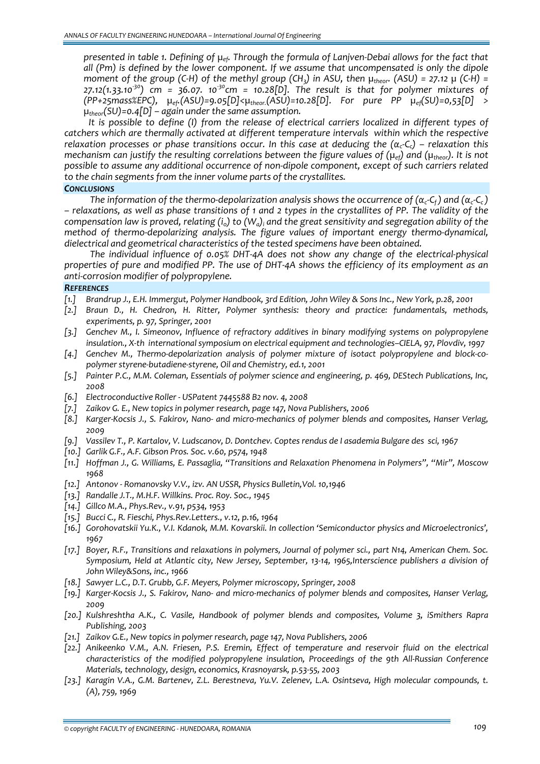*presented in table 1. Defining of $\mu_{ef}$. Through the formula of Lanjven-Debai allows for the fact that all (Pm) is defined by the lower component. If we assume that uncompensated is only the dipole moment of the group (C-H) of the methyl group ($CH_3$) in ASU, then $\mu_{theor}$. (ASU) = 27.12 μ (C-H) = 27.12($1.33.10^{-30}$) cm = 36.07. $10^{-30}$cm = 10.28[D]. The result is that for polymer mixtures of (PP+25mass%EPC), $\mu_{ef}$.(ASU)=9.05[D]<$\mu_{theor}$.(ASU)=10.28[D]. For pure PP $\mu_{ef}$(SU)=0,53[D] > $\mu_{theor}$(SU)=0.4[D] – again under the same assumption.*

*It is possible to define (I) from the release of electrical carriers localized in different types of catchers which are thermally activated at different temperature intervals within which the respective relaxation processes or phase transitions occur. In this case at deducing the ($\alpha_c$-$C_c$) – relaxation this mechanism can justify the resulting correlations between the figure values of ($\mu_{ef}$) and ($\mu_{theor}$). It is not possible to assume any additional occurrence of non-dipole component, except of such carriers related to the chain segments from the inner volume parts of the crystallites.*

### *CONCLUSIONS*

*The information of the thermo-depolarization analysis shows the occurrence of ($\alpha_c$-$C_f$) and ($\alpha_c$-$C_c$) – relaxations, as well as phase transitions of 1 and 2 types in the crystallites of PP. The validity of the compensation law is proved, relating ($i_o$) to $(W_a)_i$ and the great sensitivity and segregation ability of the method of thermo-depolarizing analysis. The figure values of important energy thermo-dynamical, dielectrical and geometrical characteristics of the tested specimens have been obtained.*

*The individual influence of 0.05% DHT-4A does not show any change of the electrical-physical properties of pure and modified PP. The use of DHT-4A shows the efficiency of its employment as an anti-corrosion modifier of polypropylene.*

### *REFERENCES*

- *[1.] Brandrup J., E.H. Immergut, Polymer Handbook, 3rd Edition, John Wiley & Sons Inc., New York, p.28, 2001*
- *[2.] Braun D., H. Chedron, H. Ritter, Polymer synthesis: theory and practice: fundamentals, methods, experiments, p. 97, Springer, 2001*
- *[3.] Genchev M., I. Simeonov, Influence of refractory additives in binary modifying systems on polypropylene insulation., X-th international symposium on electrical equipment and technologies–CIELA, 97, Plovdiv, 1997*
- *[4.] Genchev M., Thermo-depolarization analysis of polymer mixture of isotact polypropylene and block-co-polymer styrene-butadiene-styrene, Oil and Chemistry, ed.1, 2001*
- *[5.] Painter P.C., M.M. Coleman, Essentials of polymer science and engineering, p. 469, DEStech Publications, Inc, 2008*
- *[6.] Electroconductive Roller - USPatent 7445588 B2 nov. 4, 2008*
- *[7.] Zaikov G. E., New topics in polymer research, page 147, Nova Publishers, 2006*
- *[8.] Karger-Kocsis J., S. Fakirov, Nano- and micro-mechanics of polymer blends and composites, Hanser Verlag, 2009*
- *[9.] Vassilev T., P. Kartalov, V. Ludscanov, D. Dontchev. Coptes rendus de I asademia Bulgare des sci, 1967*
- *[10.] Garlik G.F., A.F. Gibson Pros. Soc. v.60, p574, 1948*
- *[11.] Hoffman J., G. Williams, E. Passaglia, "Transitions and Relaxation Phenomena in Polymers", "Mir", Moscow 1968*
- *[12.] Antonov - Romanovsky V.V., izv. AN USSR, Physics Bulletin,Vol. 10,1946*
- *[13.] Randalle J.T., M.H.F. Willkins. Proc. Roy. Soc., 1945*
- *[14.] Gillco M.A., Phys.Rev., v.91, p534, 1953*
- *[15.] Bucci C., R. Fieschi, Phys.Rev.Letters., v.12, p.16, 1964*
- *[16.] Gorohovatskii Yu.K., V.I. Kdanok, M.M. Kovarskii. In collection 'Semiconductor physics and Microelectronics', 1967*
- *[17.] Boyer, R.F., Transitions and relaxations in polymers, Journal of polymer sci., part N14, American Chem. Soc. Symposium, Held at Atlantic city, New Jersey, September, 13-14, 1965,Interscience publishers a division of John Wiley&Sons, inc., 1966*
- *[18.] Sawyer L.C., D.T. Grubb, G.F. Meyers, Polymer microscopy, Springer, 2008*
- *[19.] Karger-Kocsis J., S. Fakirov, Nano- and micro-mechanics of polymer blends and composites, Hanser Verlag, 2009*
- *[20.] Kulshreshtha A.K., C. Vasile, Handbook of polymer blends and composites, Volume 3, iSmithers Rapra Publishing, 2003*
- *[21.] Zaikov G.E., New topics in polymer research, page 147, Nova Publishers, 2006*
- *[22.] Anikeenko V.M., A.N. Friesen, P.S. Eremin, Effect of temperature and reservoir fluid on the electrical characteristics of the modified polypropylene insulation, Proceedings of the 9th All-Russian Conference Materials, technology, design, economics, Krasnoyarsk, p.53-55, 2003*
- *[23.] Karagin V.A., G.M. Bartenev, Z.L. Berestneva, Yu.V. Zelenev, L.A. Osintseva, High molecular compounds, t.(A), 759, 1969*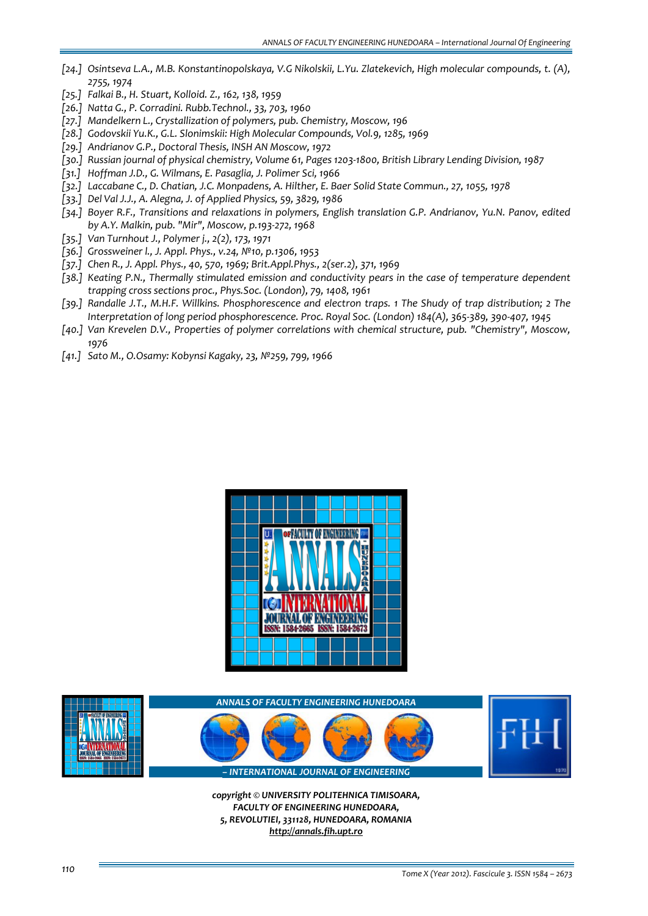[24.] Osintseva L.A., M.B. Konstantinopolskaya, V.G Nikolskii, L.Yu. Zlatekevich, High molecular compounds, t. (A), 2755, 1974

[25.] Falkai B., H. Stuart, Kolloid. Z., 162, 138, 1959

[26.] Natta G., P. Corradini. Rubb.Technol., 33, 703, 1960

[27.] Mandelkern L., Crystallization of polymers, pub. Chemistry, Moscow, 196

[28.] Godovskii Yu.K., G.L. Slonimskii: High Molecular Compounds, Vol.9, 1285, 1969

[29.] Andrianov G.P., Doctoral Thesis, INSH AN Moscow, 1972

[30.] Russian journal of physical chemistry, Volume 61, Pages 1203-1800, British Library Lending Division, 1987

[31.] Hoffman J.D., G. Wilmans, E. Pasaglia, J. Polimer Sci, 1966

[32.] Laccabane C., D. Chatian, J.C. Monpadens, A. Hilther, E. Baer Solid State Commun., 27, 1055, 1978

[33.] Del Val J.J., A. Alegna, J. of Applied Physics, 59, 3829, 1986

[34.] Boyer R.F., Transitions and relaxations in polymers, English translation G.P. Andrianov, Yu.N. Panov, edited by A.Y. Malkin, pub. "Mir", Moscow, p.193-272, 1968

[35.] Van Turnhout J., Polymer j., 2(2), 173, 1971

[36.] Grossweiner I., J. Appl. Phys., v.24, №10, p.1306, 1953

[37.] Chen R., J. Appl. Phys., 40, 570, 1969; Brit.Appl.Phys., 2(ser.2), 371, 1969

[38.] Keating P.N., Thermally stimulated emission and conductivity pears in the case of temperature dependent trapping cross sections proc., Phys.Soc. (London), 79, 1408, 1961

[39.] Randalle J.T., M.H.F. Willkins. Phosphorescence and electron traps. 1 The Shudy of trap distribution; 2 The Interpretation of long period phosphorescence. Proc. Royal Soc. (London) 184(A), 365-389, 390-407, 1945

[40.] Van Krevelen D.V., Properties of polymer correlations with chemical structure, pub. "Chemistry", Moscow, 1976

[41.] Sato M., O.Osamy: Kobynsi Kagaky, 23, №259, 799, 1966

ANNALS OF FACULTY ENGINEERING HUNEDOARA

– INTERNATIONAL JOURNAL OF ENGINEERING

***copyright © UNIVERSITY POLITEHNICA TIMISOARA,***
***FACULTY OF ENGINEERING HUNEDOARA,***
***5, REVOLUTIEI, 331128, HUNEDOARA, ROMANIA***
***http://annals.fih.upt.ro***